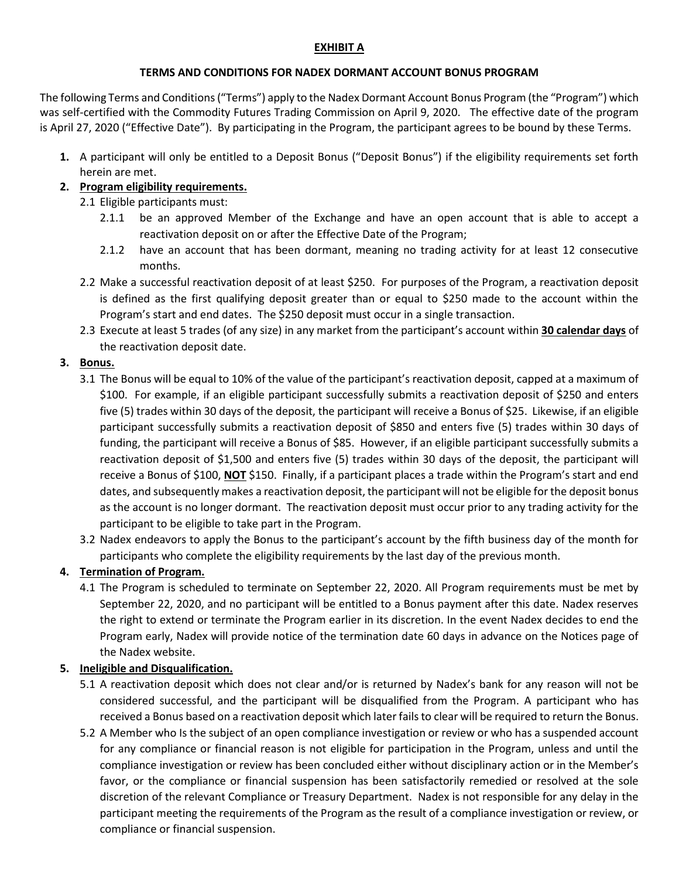**EXHIBIT A**

**TERMS AND CONDITIONS FOR NADEX DORMANT ACCOUNT BONUS PROGRAM**

The following Terms and Conditions ("Terms") apply to the Nadex Dormant Account Bonus Program (the "Program") which was self-certified with the Commodity Futures Trading Commission on April 9, 2020. The effective date of the program is April 27, 2020 ("Effective Date"). By participating in the Program, the participant agrees to be bound by these Terms.

1. A participant will only be entitled to a Deposit Bonus ("Deposit Bonus") if the eligibility requirements set forth herein are met.
2. **Program eligibility requirements.**
   - 2.1 Eligible participants must:
     - 2.1.1 be an approved Member of the Exchange and have an open account that is able to accept a reactivation deposit on or after the Effective Date of the Program;
     - 2.1.2 have an account that has been dormant, meaning no trading activity for at least 12 consecutive months.
   - 2.2 Make a successful reactivation deposit of at least $250. For purposes of the Program, a reactivation deposit is defined as the first qualifying deposit greater than or equal to $250 made to the account within the Program's start and end dates. The $250 deposit must occur in a single transaction.
   - 2.3 Execute at least 5 trades (of any size) in any market from the participant's account within **30 calendar days** of the reactivation deposit date.
3. **Bonus.**
   - 3.1 The Bonus will be equal to 10% of the value of the participant's reactivation deposit, capped at a maximum of $100. For example, if an eligible participant successfully submits a reactivation deposit of $250 and enters five (5) trades within 30 days of the deposit, the participant will receive a Bonus of $25. Likewise, if an eligible participant successfully submits a reactivation deposit of $850 and enters five (5) trades within 30 days of funding, the participant will receive a Bonus of $85. However, if an eligible participant successfully submits a reactivation deposit of $1,500 and enters five (5) trades within 30 days of the deposit, the participant will receive a Bonus of $100, **NOT** $150. Finally, if a participant places a trade within the Program's start and end dates, and subsequently makes a reactivation deposit, the participant will not be eligible for the deposit bonus as the account is no longer dormant. The reactivation deposit must occur prior to any trading activity for the participant to be eligible to take part in the Program.
   - 3.2 Nadex endeavors to apply the Bonus to the participant's account by the fifth business day of the month for participants who complete the eligibility requirements by the last day of the previous month.
4. **Termination of Program.**
   - 4.1 The Program is scheduled to terminate on September 22, 2020. All Program requirements must be met by September 22, 2020, and no participant will be entitled to a Bonus payment after this date. Nadex reserves the right to extend or terminate the Program earlier in its discretion. In the event Nadex decides to end the Program early, Nadex will provide notice of the termination date 60 days in advance on the Notices page of the Nadex website.
5. **Ineligible and Disqualification.**
   - 5.1 A reactivation deposit which does not clear and/or is returned by Nadex's bank for any reason will not be considered successful, and the participant will be disqualified from the Program. A participant who has received a Bonus based on a reactivation deposit which later fails to clear will be required to return the Bonus.
   - 5.2 A Member who Is the subject of an open compliance investigation or review or who has a suspended account for any compliance or financial reason is not eligible for participation in the Program, unless and until the compliance investigation or review has been concluded either without disciplinary action or in the Member's favor, or the compliance or financial suspension has been satisfactorily remedied or resolved at the sole discretion of the relevant Compliance or Treasury Department. Nadex is not responsible for any delay in the participant meeting the requirements of the Program as the result of a compliance investigation or review, or compliance or financial suspension.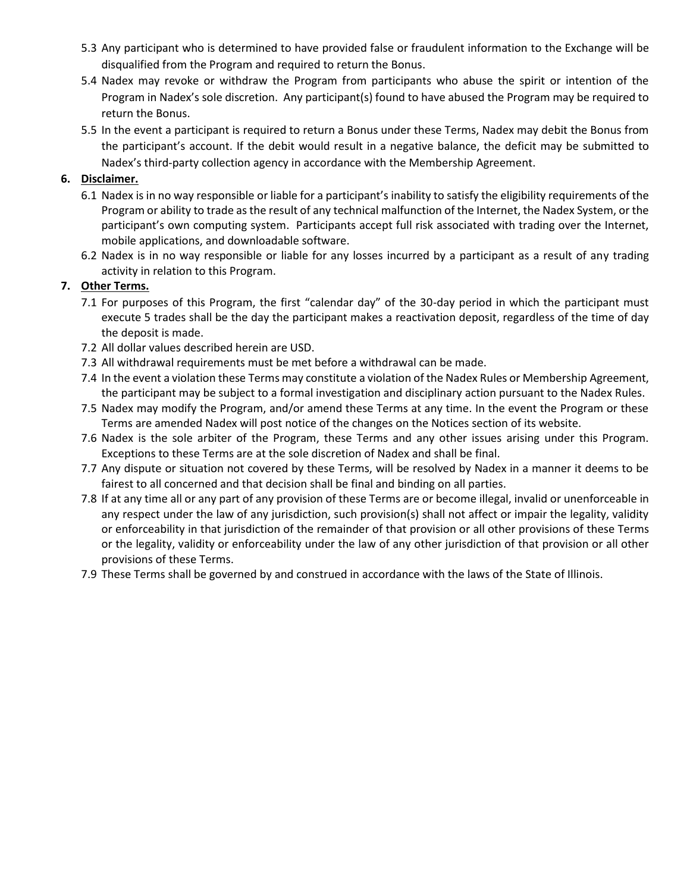5.3 Any participant who is determined to have provided false or fraudulent information to the Exchange will be disqualified from the Program and required to return the Bonus.

5.4 Nadex may revoke or withdraw the Program from participants who abuse the spirit or intention of the Program in Nadex's sole discretion. Any participant(s) found to have abused the Program may be required to return the Bonus.

5.5 In the event a participant is required to return a Bonus under these Terms, Nadex may debit the Bonus from the participant's account. If the debit would result in a negative balance, the deficit may be submitted to Nadex's third-party collection agency in accordance with the Membership Agreement.

**6. <u>Disclaimer.</u>**

6.1 Nadex is in no way responsible or liable for a participant's inability to satisfy the eligibility requirements of the Program or ability to trade as the result of any technical malfunction of the Internet, the Nadex System, or the participant's own computing system. Participants accept full risk associated with trading over the Internet, mobile applications, and downloadable software.

6.2 Nadex is in no way responsible or liable for any losses incurred by a participant as a result of any trading activity in relation to this Program.

**7. <u>Other Terms.</u>**

7.1 For purposes of this Program, the first "calendar day" of the 30-day period in which the participant must execute 5 trades shall be the day the participant makes a reactivation deposit, regardless of the time of day the deposit is made.

7.2 All dollar values described herein are USD.

7.3 All withdrawal requirements must be met before a withdrawal can be made.

7.4 In the event a violation these Terms may constitute a violation of the Nadex Rules or Membership Agreement, the participant may be subject to a formal investigation and disciplinary action pursuant to the Nadex Rules.

7.5 Nadex may modify the Program, and/or amend these Terms at any time. In the event the Program or these Terms are amended Nadex will post notice of the changes on the Notices section of its website.

7.6 Nadex is the sole arbiter of the Program, these Terms and any other issues arising under this Program. Exceptions to these Terms are at the sole discretion of Nadex and shall be final.

7.7 Any dispute or situation not covered by these Terms, will be resolved by Nadex in a manner it deems to be fairest to all concerned and that decision shall be final and binding on all parties.

7.8 If at any time all or any part of any provision of these Terms are or become illegal, invalid or unenforceable in any respect under the law of any jurisdiction, such provision(s) shall not affect or impair the legality, validity or enforceability in that jurisdiction of the remainder of that provision or all other provisions of these Terms or the legality, validity or enforceability under the law of any other jurisdiction of that provision or all other provisions of these Terms.

7.9 These Terms shall be governed by and construed in accordance with the laws of the State of Illinois.